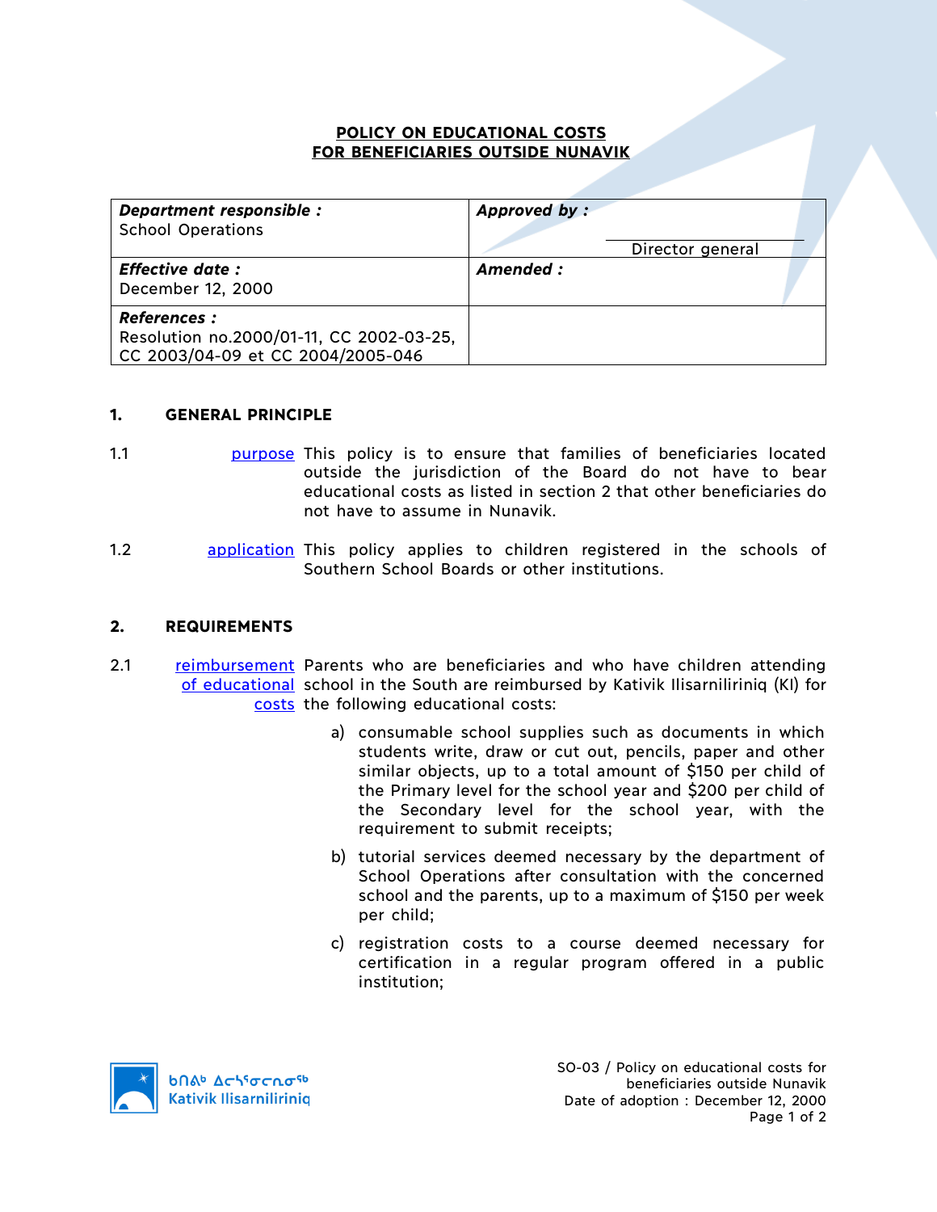# POLICY ON EDUCATIONAL COSTS FOR BENEFICIARIES OUTSIDE NUNAVIK

| ***Department responsible :*** School Operations | ***Approved by :*** Director general |
|---|---|
| ***Effective date :*** December 12, 2000 | ***Amended :*** |
| ***References :*** Resolution no.2000/01-11, CC 2002-03-25, CC 2003/04-09 et CC 2004/2005-046 | |

## 1. GENERAL PRINCIPLE

1.1 purpose — This policy is to ensure that families of beneficiaries located outside the jurisdiction of the Board do not have to bear educational costs as listed in section 2 that other beneficiaries do not have to assume in Nunavik.

1.2 application — This policy applies to children registered in the schools of Southern School Boards or other institutions.

## 2. REQUIREMENTS

2.1 reimbursement of educational costs — Parents who are beneficiaries and who have children attending school in the South are reimbursed by Kativik Ilisarniliriniq (KI) for the following educational costs:

a) consumable school supplies such as documents in which students write, draw or cut out, pencils, paper and other similar objects, up to a total amount of $150 per child of the Primary level for the school year and $200 per child of the Secondary level for the school year, with the requirement to submit receipts;

b) tutorial services deemed necessary by the department of School Operations after consultation with the concerned school and the parents, up to a maximum of $150 per week per child;

c) registration costs to a course deemed necessary for certification in a regular program offered in a public institution;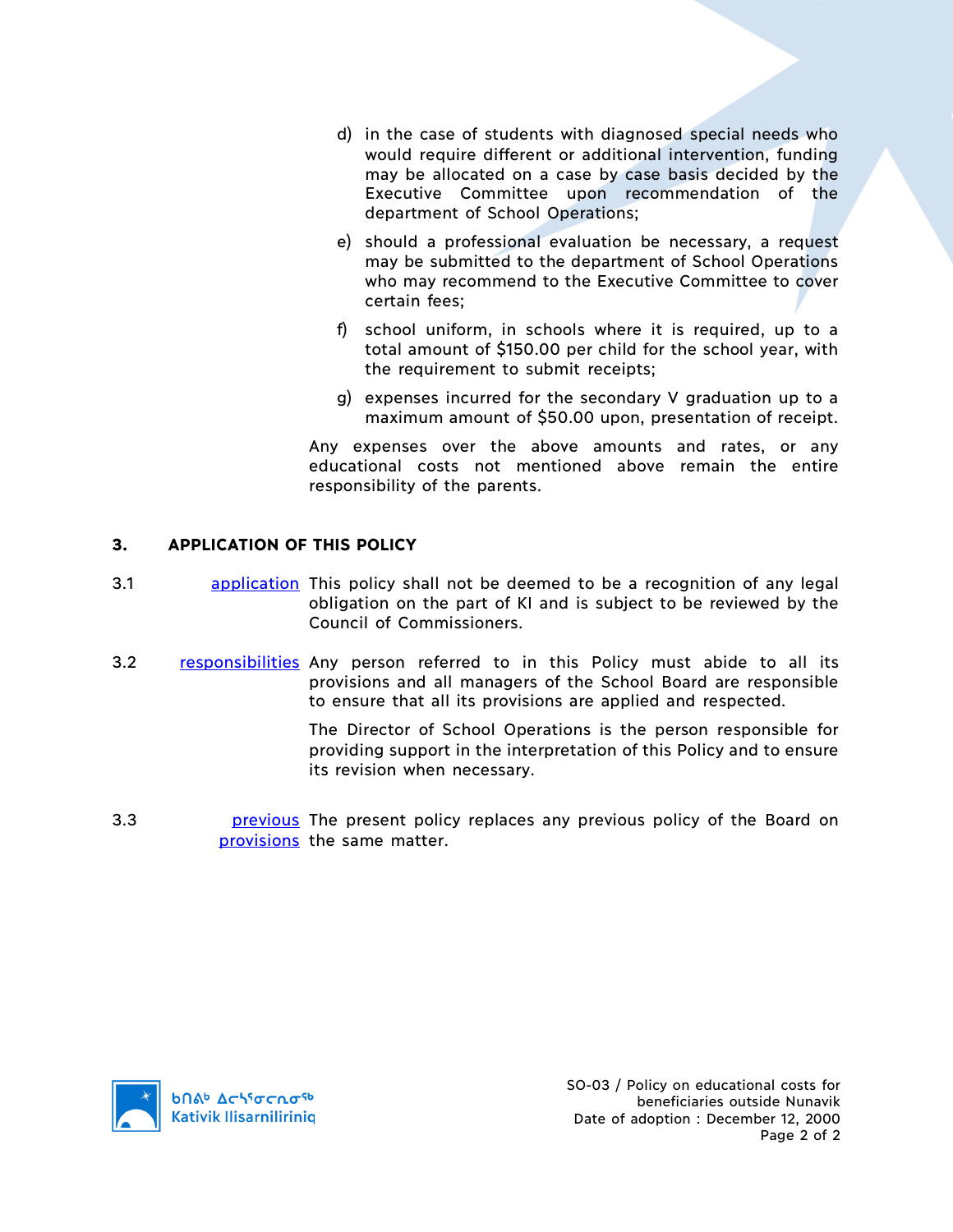d) in the case of students with diagnosed special needs who would require different or additional intervention, funding may be allocated on a case by case basis decided by the Executive Committee upon recommendation of the department of School Operations;

e) should a professional evaluation be necessary, a request may be submitted to the department of School Operations who may recommend to the Executive Committee to cover certain fees;

f) school uniform, in schools where it is required, up to a total amount of $150.00 per child for the school year, with the requirement to submit receipts;

g) expenses incurred for the secondary V graduation up to a maximum amount of $50.00 upon, presentation of receipt.

Any expenses over the above amounts and rates, or any educational costs not mentioned above remain the entire responsibility of the parents.

## 3. APPLICATION OF THIS POLICY

3.1 application This policy shall not be deemed to be a recognition of any legal obligation on the part of KI and is subject to be reviewed by the Council of Commissioners.

3.2 responsibilities Any person referred to in this Policy must abide to all its provisions and all managers of the School Board are responsible to ensure that all its provisions are applied and respected.

The Director of School Operations is the person responsible for providing support in the interpretation of this Policy and to ensure its revision when necessary.

3.3 previous provisions The present policy replaces any previous policy of the Board on the same matter.